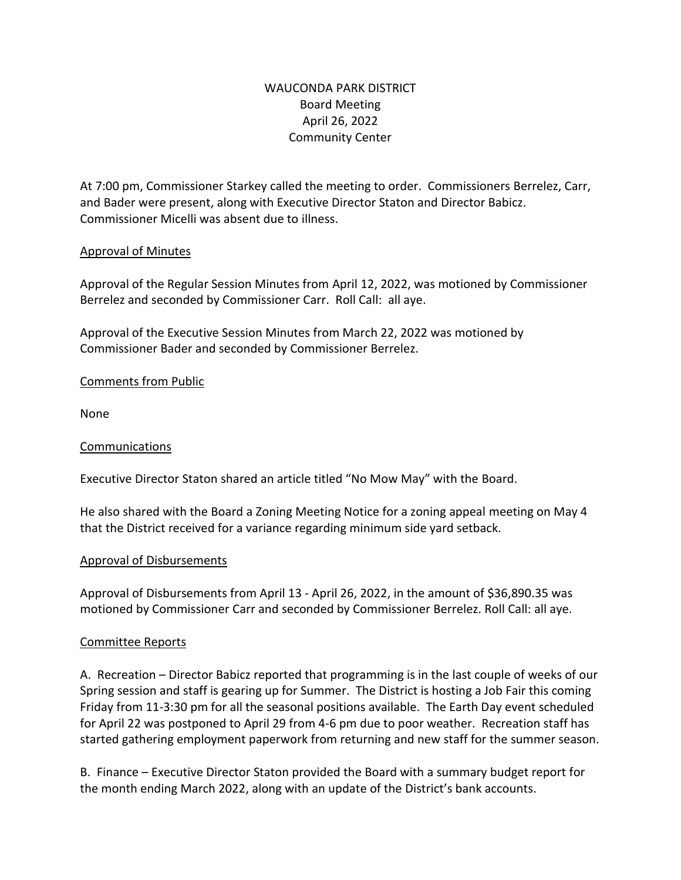# WAUCONDA PARK DISTRICT
## Board Meeting
## April 26, 2022
## Community Center

At 7:00 pm, Commissioner Starkey called the meeting to order. Commissioners Berrelez, Carr, and Bader were present, along with Executive Director Staton and Director Babicz. Commissioner Micelli was absent due to illness.

### Approval of Minutes

Approval of the Regular Session Minutes from April 12, 2022, was motioned by Commissioner Berrelez and seconded by Commissioner Carr. Roll Call: all aye.

Approval of the Executive Session Minutes from March 22, 2022 was motioned by Commissioner Bader and seconded by Commissioner Berrelez.

### Comments from Public

None

### Communications

Executive Director Staton shared an article titled "No Mow May" with the Board.

He also shared with the Board a Zoning Meeting Notice for a zoning appeal meeting on May 4 that the District received for a variance regarding minimum side yard setback.

### Approval of Disbursements

Approval of Disbursements from April 13 - April 26, 2022, in the amount of $36,890.35 was motioned by Commissioner Carr and seconded by Commissioner Berrelez. Roll Call: all aye.

### Committee Reports

A. Recreation – Director Babicz reported that programming is in the last couple of weeks of our Spring session and staff is gearing up for Summer. The District is hosting a Job Fair this coming Friday from 11-3:30 pm for all the seasonal positions available. The Earth Day event scheduled for April 22 was postponed to April 29 from 4-6 pm due to poor weather. Recreation staff has started gathering employment paperwork from returning and new staff for the summer season.

B. Finance – Executive Director Staton provided the Board with a summary budget report for the month ending March 2022, along with an update of the District's bank accounts.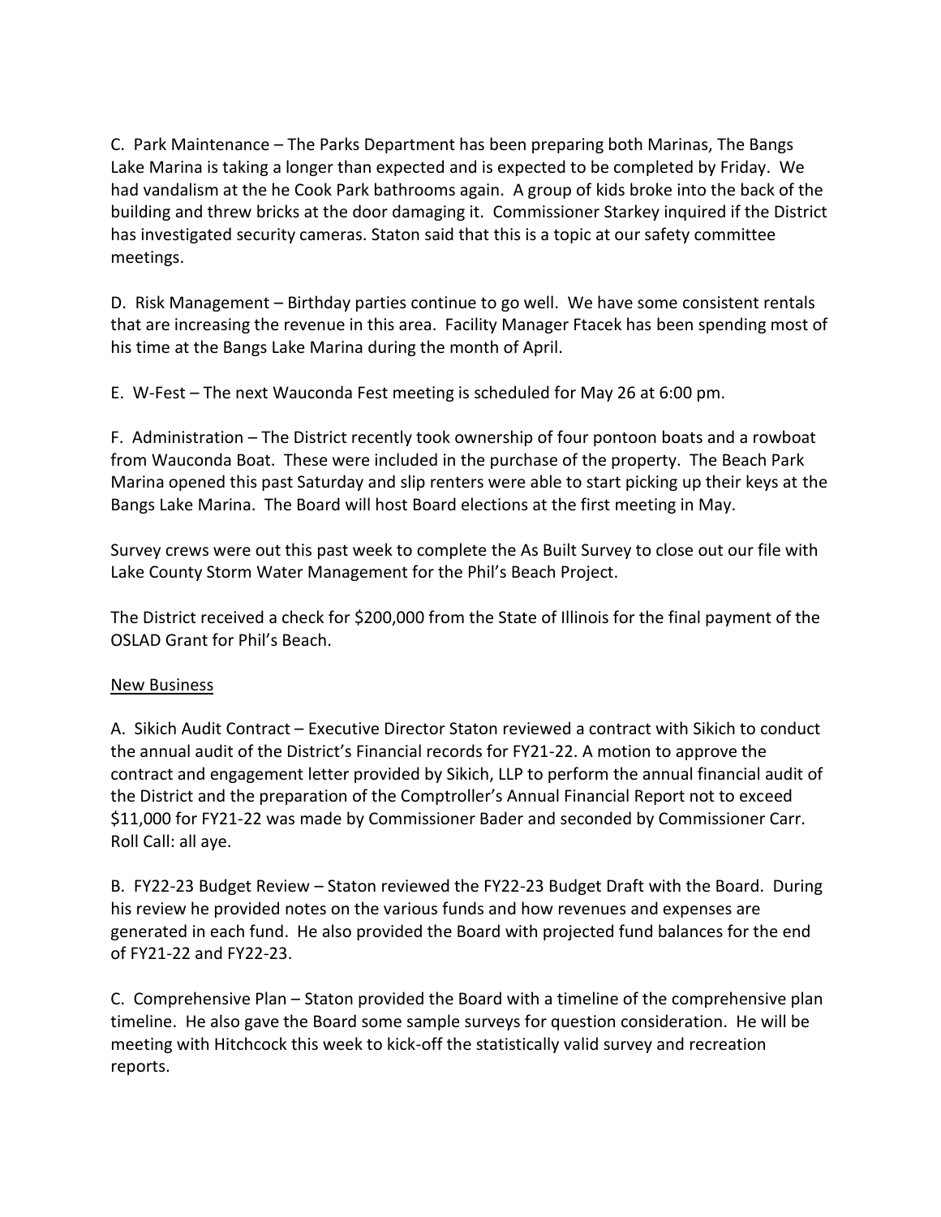C. Park Maintenance – The Parks Department has been preparing both Marinas, The Bangs Lake Marina is taking a longer than expected and is expected to be completed by Friday. We had vandalism at the he Cook Park bathrooms again. A group of kids broke into the back of the building and threw bricks at the door damaging it. Commissioner Starkey inquired if the District has investigated security cameras. Staton said that this is a topic at our safety committee meetings.

D. Risk Management – Birthday parties continue to go well. We have some consistent rentals that are increasing the revenue in this area. Facility Manager Ftacek has been spending most of his time at the Bangs Lake Marina during the month of April.

E. W-Fest – The next Wauconda Fest meeting is scheduled for May 26 at 6:00 pm.

F. Administration – The District recently took ownership of four pontoon boats and a rowboat from Wauconda Boat. These were included in the purchase of the property. The Beach Park Marina opened this past Saturday and slip renters were able to start picking up their keys at the Bangs Lake Marina. The Board will host Board elections at the first meeting in May.

Survey crews were out this past week to complete the As Built Survey to close out our file with Lake County Storm Water Management for the Phil's Beach Project.

The District received a check for $200,000 from the State of Illinois for the final payment of the OSLAD Grant for Phil's Beach.

<u>New Business</u>

A. Sikich Audit Contract – Executive Director Staton reviewed a contract with Sikich to conduct the annual audit of the District's Financial records for FY21-22. A motion to approve the contract and engagement letter provided by Sikich, LLP to perform the annual financial audit of the District and the preparation of the Comptroller's Annual Financial Report not to exceed $11,000 for FY21-22 was made by Commissioner Bader and seconded by Commissioner Carr. Roll Call: all aye.

B. FY22-23 Budget Review – Staton reviewed the FY22-23 Budget Draft with the Board. During his review he provided notes on the various funds and how revenues and expenses are generated in each fund. He also provided the Board with projected fund balances for the end of FY21-22 and FY22-23.

C. Comprehensive Plan – Staton provided the Board with a timeline of the comprehensive plan timeline. He also gave the Board some sample surveys for question consideration. He will be meeting with Hitchcock this week to kick-off the statistically valid survey and recreation reports.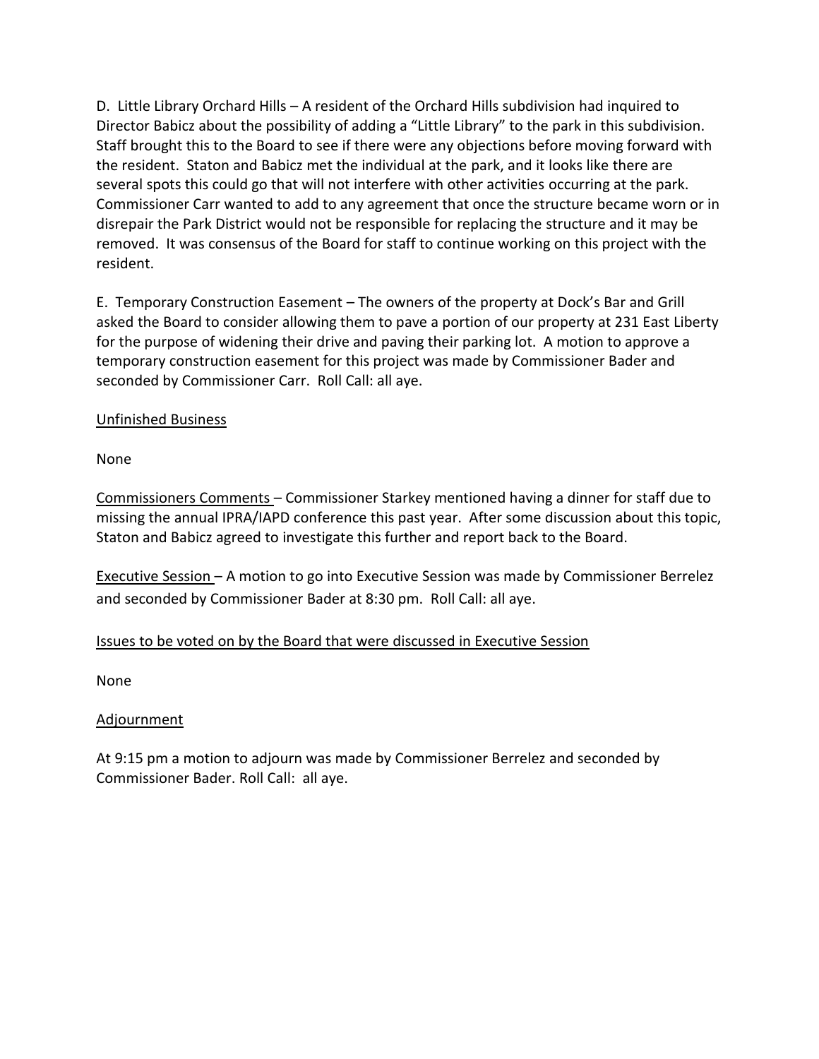D. Little Library Orchard Hills – A resident of the Orchard Hills subdivision had inquired to Director Babicz about the possibility of adding a "Little Library" to the park in this subdivision. Staff brought this to the Board to see if there were any objections before moving forward with the resident. Staton and Babicz met the individual at the park, and it looks like there are several spots this could go that will not interfere with other activities occurring at the park. Commissioner Carr wanted to add to any agreement that once the structure became worn or in disrepair the Park District would not be responsible for replacing the structure and it may be removed. It was consensus of the Board for staff to continue working on this project with the resident.

E. Temporary Construction Easement – The owners of the property at Dock's Bar and Grill asked the Board to consider allowing them to pave a portion of our property at 231 East Liberty for the purpose of widening their drive and paving their parking lot. A motion to approve a temporary construction easement for this project was made by Commissioner Bader and seconded by Commissioner Carr. Roll Call: all aye.

<u>Unfinished Business</u>

None

<u>Commissioners Comments</u> – Commissioner Starkey mentioned having a dinner for staff due to missing the annual IPRA/IAPD conference this past year. After some discussion about this topic, Staton and Babicz agreed to investigate this further and report back to the Board.

<u>Executive Session</u> – A motion to go into Executive Session was made by Commissioner Berrelez and seconded by Commissioner Bader at 8:30 pm. Roll Call: all aye.

<u>Issues to be voted on by the Board that were discussed in Executive Session</u>

None

<u>Adjournment</u>

At 9:15 pm a motion to adjourn was made by Commissioner Berrelez and seconded by Commissioner Bader. Roll Call: all aye.